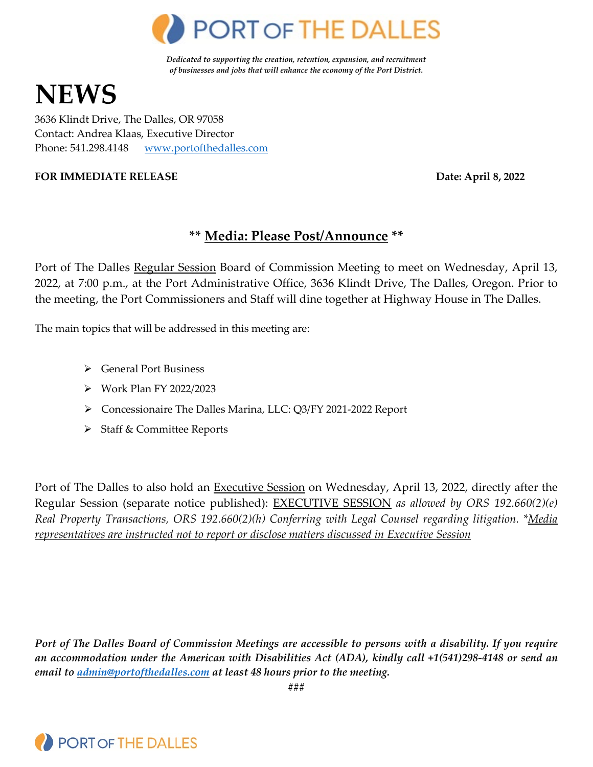# PORT OF THE DALLES

*Dedicated to supporting the creation, retention, expansion, and recruitment of businesses and jobs that will enhance the economy of the Port District.*

# NEWS

3636 Klindt Drive, The Dalles, OR 97058
Contact: Andrea Klaas, Executive Director
Phone: 541.298.4148 www.portofthedalles.com

**FOR IMMEDIATE RELEASE** **Date: April 8, 2022**

## ** Media: Please Post/Announce **

Port of The Dalles Regular Session Board of Commission Meeting to meet on Wednesday, April 13, 2022, at 7:00 p.m., at the Port Administrative Office, 3636 Klindt Drive, The Dalles, Oregon. Prior to the meeting, the Port Commissioners and Staff will dine together at Highway House in The Dalles.

The main topics that will be addressed in this meeting are:

- General Port Business
- Work Plan FY 2022/2023
- Concessionaire The Dalles Marina, LLC: Q3/FY 2021-2022 Report
- Staff & Committee Reports

Port of The Dalles to also hold an Executive Session on Wednesday, April 13, 2022, directly after the Regular Session (separate notice published): EXECUTIVE SESSION *as allowed by ORS 192.660(2)(e) Real Property Transactions, ORS 192.660(2)(h) Conferring with Legal Counsel regarding litigation. *Media representatives are instructed not to report or disclose matters discussed in Executive Session*

***Port of The Dalles Board of Commission Meetings are accessible to persons with a disability. If you require an accommodation under the American with Disabilities Act (ADA), kindly call +1(541)298-4148 or send an email to admin@portofthedalles.com at least 48 hours prior to the meeting.***

###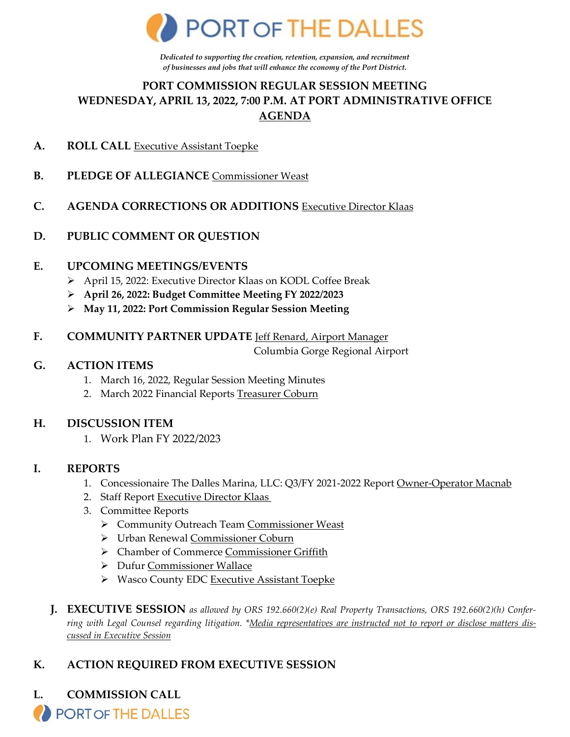# PORT OF THE DALLES

*Dedicated to supporting the creation, retention, expansion, and recruitment of businesses and jobs that will enhance the economy of the Port District.*

## PORT COMMISSION REGULAR SESSION MEETING
## WEDNESDAY, APRIL 13, 2022, 7:00 P.M. AT PORT ADMINISTRATIVE OFFICE
## AGENDA

**A. ROLL CALL** Executive Assistant Toepke

**B. PLEDGE OF ALLEGIANCE** Commissioner Weast

**C. AGENDA CORRECTIONS OR ADDITIONS** Executive Director Klaas

**D. PUBLIC COMMENT OR QUESTION**

**E. UPCOMING MEETINGS/EVENTS**
- April 15, 2022: Executive Director Klaas on KODL Coffee Break
- **April 26, 2022: Budget Committee Meeting FY 2022/2023**
- **May 11, 2022: Port Commission Regular Session Meeting**

**F. COMMUNITY PARTNER UPDATE** Jeff Renard, Airport Manager
Columbia Gorge Regional Airport

**G. ACTION ITEMS**
1. March 16, 2022, Regular Session Meeting Minutes
2. March 2022 Financial Reports Treasurer Coburn

**H. DISCUSSION ITEM**
1. Work Plan FY 2022/2023

**I. REPORTS**
1. Concessionaire The Dalles Marina, LLC: Q3/FY 2021-2022 Report Owner-Operator Macnab
2. Staff Report Executive Director Klaas
3. Committee Reports
   - Community Outreach Team Commissioner Weast
   - Urban Renewal Commissioner Coburn
   - Chamber of Commerce Commissioner Griffith
   - Dufur Commissioner Wallace
   - Wasco County EDC Executive Assistant Toepke

**J. EXECUTIVE SESSION** *as allowed by ORS 192.660(2)(e) Real Property Transactions, ORS 192.660(2)(h) Conferring with Legal Counsel regarding litigation. *Media representatives are instructed not to report or disclose matters discussed in Executive Session*

**K. ACTION REQUIRED FROM EXECUTIVE SESSION**

**L. COMMISSION CALL**